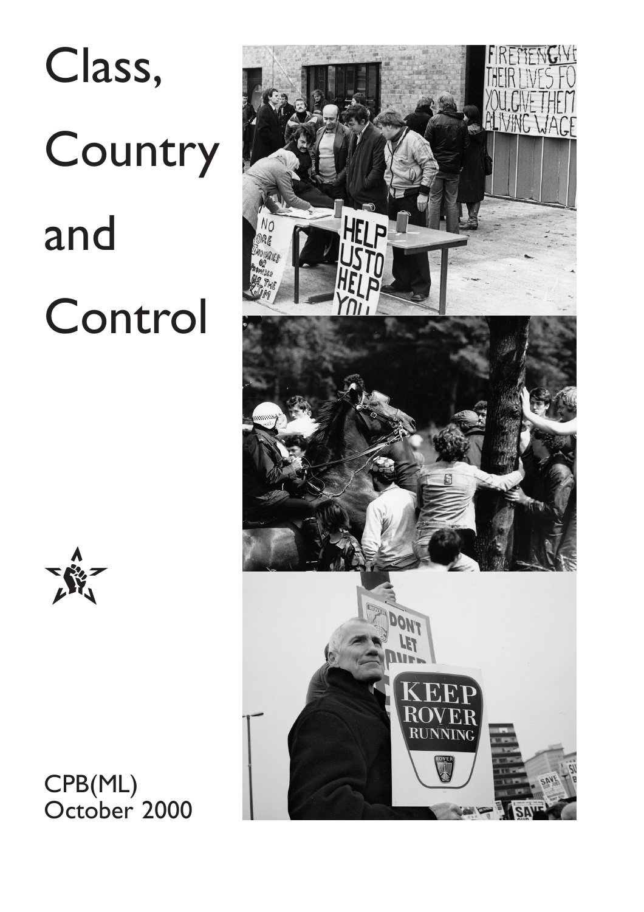# Class, Country and Control

CPB(ML)
October 2000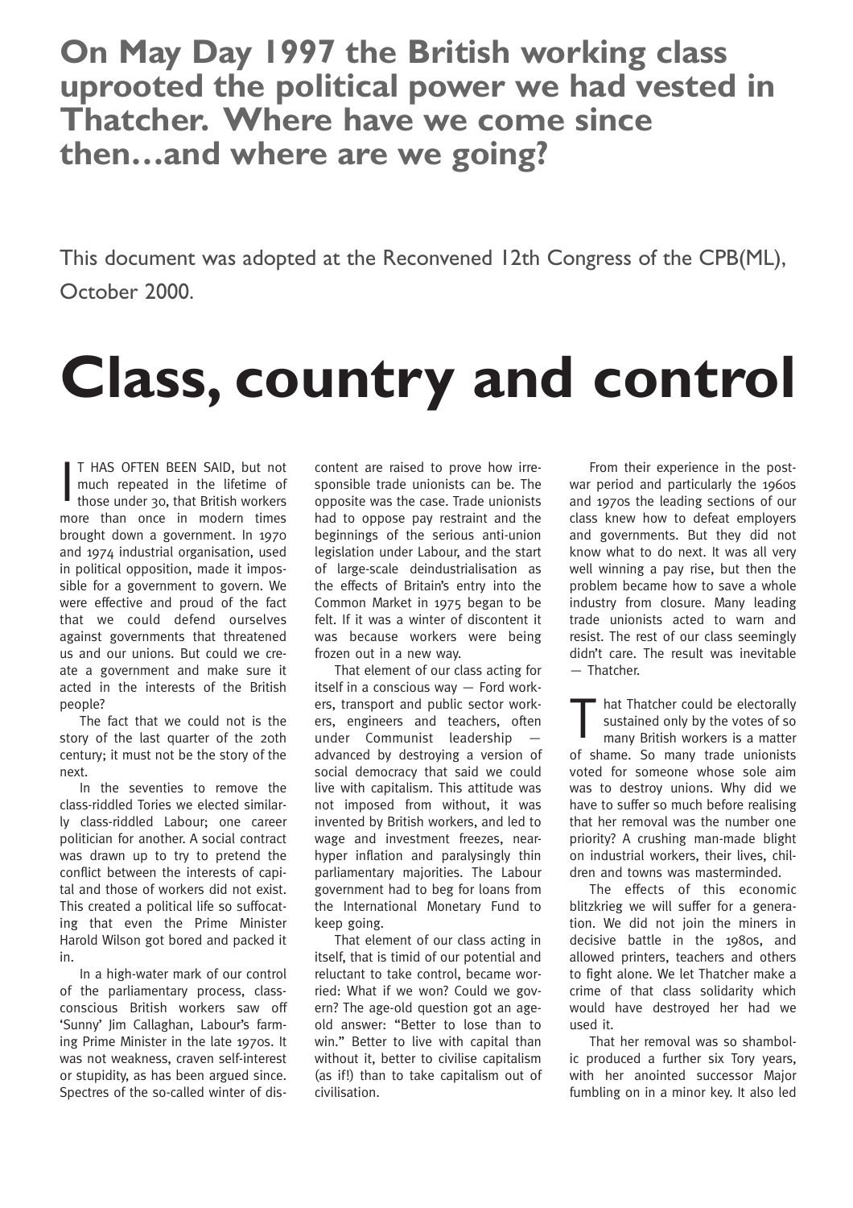## On May Day 1997 the British working class uprooted the political power we had vested in Thatcher. Where have we come since then…and where are we going?

This document was adopted at the Reconvened 12th Congress of the CPB(ML), October 2000.

# Class, country and control

IT HAS OFTEN BEEN SAID, but not much repeated in the lifetime of those under 30, that British workers more than once in modern times brought down a government. In 1970 and 1974 industrial organisation, used in political opposition, made it impossible for a government to govern. We were effective and proud of the fact that we could defend ourselves against governments that threatened us and our unions. But could we create a government and make sure it acted in the interests of the British people?

The fact that we could not is the story of the last quarter of the 20th century; it must not be the story of the next.

In the seventies to remove the class-riddled Tories we elected similarly class-riddled Labour; one career politician for another. A social contract was drawn up to try to pretend the conflict between the interests of capital and those of workers did not exist. This created a political life so suffocating that even the Prime Minister Harold Wilson got bored and packed it in.

In a high-water mark of our control of the parliamentary process, class-conscious British workers saw off 'Sunny' Jim Callaghan, Labour's farming Prime Minister in the late 1970s. It was not weakness, craven self-interest or stupidity, as has been argued since. Spectres of the so-called winter of discontent are raised to prove how irresponsible trade unionists can be. The opposite was the case. Trade unionists had to oppose pay restraint and the beginnings of the serious anti-union legislation under Labour, and the start of large-scale deindustrialisation as the effects of Britain's entry into the Common Market in 1975 began to be felt. If it was a winter of discontent it was because workers were being frozen out in a new way.

That element of our class acting for itself in a conscious way — Ford workers, transport and public sector workers, engineers and teachers, often under Communist leadership — advanced by destroying a version of social democracy that said we could live with capitalism. This attitude was not imposed from without, it was invented by British workers, and led to wage and investment freezes, near-hyper inflation and paralysingly thin parliamentary majorities. The Labour government had to beg for loans from the International Monetary Fund to keep going.

That element of our class acting in itself, that is timid of our potential and reluctant to take control, became worried: What if we won? Could we govern? The age-old question got an age-old answer: "Better to lose than to win." Better to live with capital than without it, better to civilise capitalism (as if!) than to take capitalism out of civilisation.

From their experience in the post-war period and particularly the 1960s and 1970s the leading sections of our class knew how to defeat employers and governments. But they did not know what to do next. It was all very well winning a pay rise, but then the problem became how to save a whole industry from closure. Many leading trade unionists acted to warn and resist. The rest of our class seemingly didn't care. The result was inevitable — Thatcher.

That Thatcher could be electorally sustained only by the votes of so many British workers is a matter of shame. So many trade unionists voted for someone whose sole aim was to destroy unions. Why did we have to suffer so much before realising that her removal was the number one priority? A crushing man-made blight on industrial workers, their lives, children and towns was masterminded.

The effects of this economic blitzkrieg we will suffer for a generation. We did not join the miners in decisive battle in the 1980s, and allowed printers, teachers and others to fight alone. We let Thatcher make a crime of that class solidarity which would have destroyed her had we used it.

That her removal was so shambolic produced a further six Tory years, with her anointed successor Major fumbling on in a minor key. It also led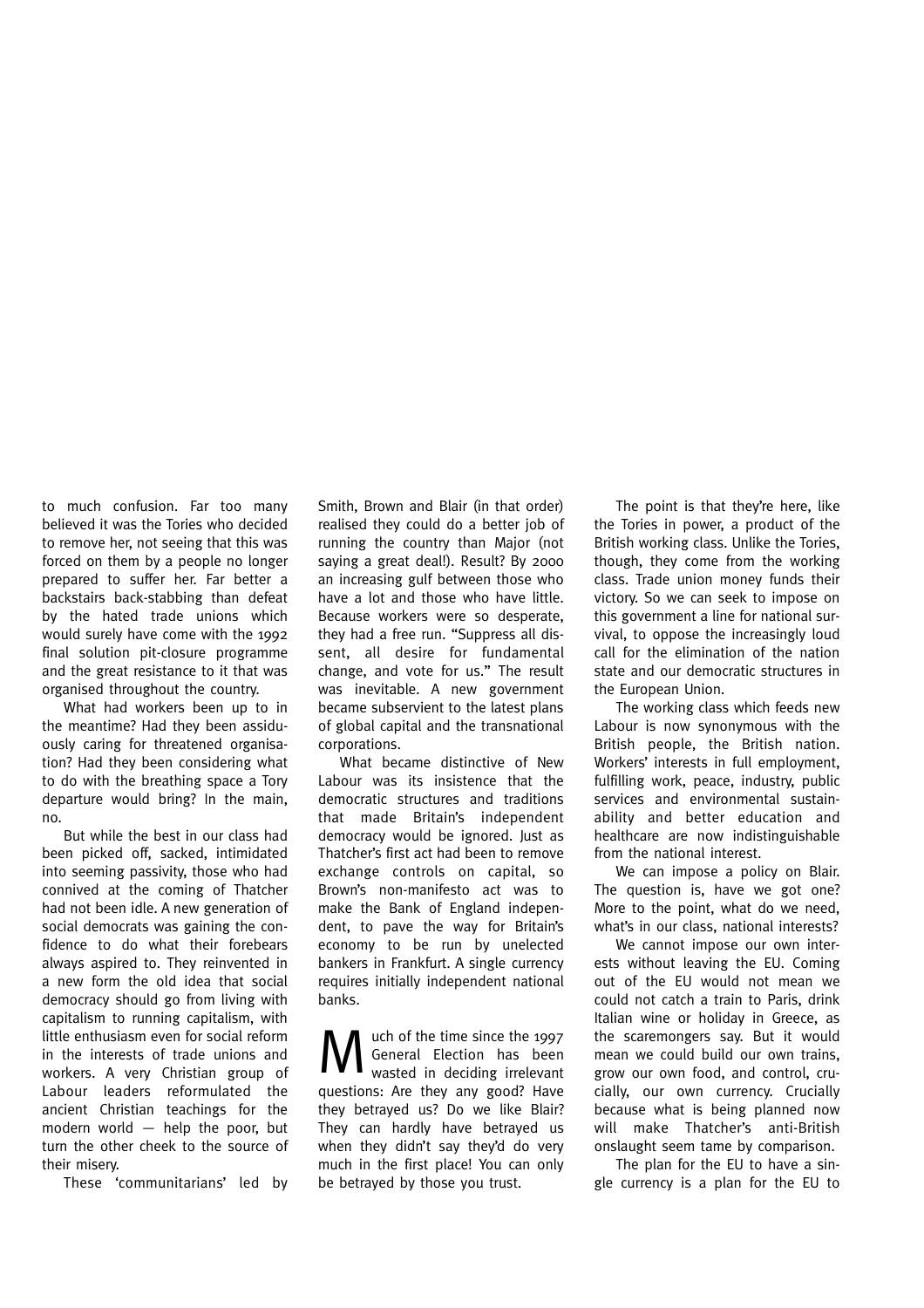to much confusion. Far too many believed it was the Tories who decided to remove her, not seeing that this was forced on them by a people no longer prepared to suffer her. Far better a backstairs back-stabbing than defeat by the hated trade unions which would surely have come with the 1992 final solution pit-closure programme and the great resistance to it that was organised throughout the country.

What had workers been up to in the meantime? Had they been assiduously caring for threatened organisation? Had they been considering what to do with the breathing space a Tory departure would bring? In the main, no.

But while the best in our class had been picked off, sacked, intimidated into seeming passivity, those who had connived at the coming of Thatcher had not been idle. A new generation of social democrats was gaining the confidence to do what their forebears always aspired to. They reinvented in a new form the old idea that social democracy should go from living with capitalism to running capitalism, with little enthusiasm even for social reform in the interests of trade unions and workers. A very Christian group of Labour leaders reformulated the ancient Christian teachings for the modern world — help the poor, but turn the other cheek to the source of their misery.

These 'communitarians' led by Smith, Brown and Blair (in that order) realised they could do a better job of running the country than Major (not saying a great deal!). Result? By 2000 an increasing gulf between those who have a lot and those who have little. Because workers were so desperate, they had a free run. "Suppress all dissent, all desire for fundamental change, and vote for us." The result was inevitable. A new government became subservient to the latest plans of global capital and the transnational corporations.

What became distinctive of New Labour was its insistence that the democratic structures and traditions that made Britain's independent democracy would be ignored. Just as Thatcher's first act had been to remove exchange controls on capital, so Brown's non-manifesto act was to make the Bank of England independent, to pave the way for Britain's economy to be run by unelected bankers in Frankfurt. A single currency requires initially independent national banks.

Much of the time since the 1997 General Election has been wasted in deciding irrelevant questions: Are they any good? Have they betrayed us? Do we like Blair? They can hardly have betrayed us when they didn't say they'd do very much in the first place! You can only be betrayed by those you trust.

The point is that they're here, like the Tories in power, a product of the British working class. Unlike the Tories, though, they come from the working class. Trade union money funds their victory. So we can seek to impose on this government a line for national survival, to oppose the increasingly loud call for the elimination of the nation state and our democratic structures in the European Union.

The working class which feeds new Labour is now synonymous with the British people, the British nation. Workers' interests in full employment, fulfilling work, peace, industry, public services and environmental sustainability and better education and healthcare are now indistinguishable from the national interest.

We can impose a policy on Blair. The question is, have we got one? More to the point, what do we need, what's in our class, national interests?

We cannot impose our own interests without leaving the EU. Coming out of the EU would not mean we could not catch a train to Paris, drink Italian wine or holiday in Greece, as the scaremongers say. But it would mean we could build our own trains, grow our own food, and control, crucially, our own currency. Crucially because what is being planned now will make Thatcher's anti-British onslaught seem tame by comparison.

The plan for the EU to have a single currency is a plan for the EU to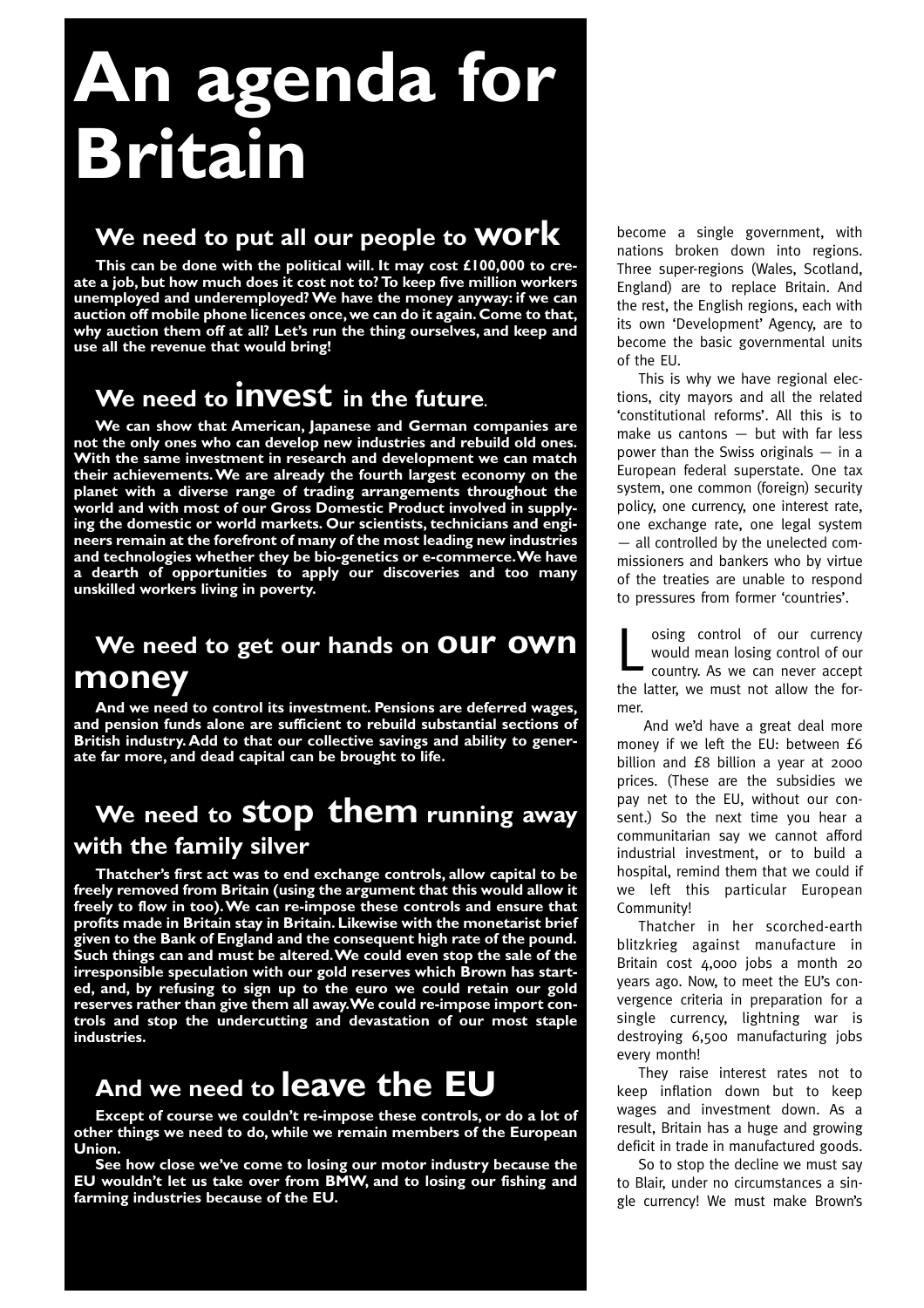# An agenda for Britain

## We need to put all our people to **work**

**This can be done with the political will. It may cost £100,000 to create a job, but how much does it cost not to? To keep five million workers unemployed and underemployed? We have the money anyway: if we can auction off mobile phone licences once, we can do it again. Come to that, why auction them off at all? Let's run the thing ourselves, and keep and use all the revenue that would bring!**

## We need to **invest** in the future.

**We can show that American, Japanese and German companies are not the only ones who can develop new industries and rebuild old ones. With the same investment in research and development we can match their achievements. We are already the fourth largest economy on the planet with a diverse range of trading arrangements throughout the world and with most of our Gross Domestic Product involved in supplying the domestic or world markets. Our scientists, technicians and engineers remain at the forefront of many of the most leading new industries and technologies whether they be bio-genetics or e-commerce. We have a dearth of opportunities to apply our discoveries and too many unskilled workers living in poverty.**

## We need to get our hands on **our own money**

**And we need to control its investment. Pensions are deferred wages, and pension funds alone are sufficient to rebuild substantial sections of British industry. Add to that our collective savings and ability to generate far more, and dead capital can be brought to life.**

## We need to **stop them** running away with the family silver

**Thatcher's first act was to end exchange controls, allow capital to be freely removed from Britain (using the argument that this would allow it freely to flow in too). We can re-impose these controls and ensure that profits made in Britain stay in Britain. Likewise with the monetarist brief given to the Bank of England and the consequent high rate of the pound. Such things can and must be altered. We could even stop the sale of the irresponsible speculation with our gold reserves which Brown has started, and, by refusing to sign up to the euro we could retain our gold reserves rather than give them all away. We could re-impose import controls and stop the undercutting and devastation of our most staple industries.**

## And we need to **leave the EU**

**Except of course we couldn't re-impose these controls, or do a lot of other things we need to do, while we remain members of the European Union.**

**See how close we've come to losing our motor industry because the EU wouldn't let us take over from BMW, and to losing our fishing and farming industries because of the EU.**

become a single government, with nations broken down into regions. Three super-regions (Wales, Scotland, England) are to replace Britain. And the rest, the English regions, each with its own 'Development' Agency, are to become the basic governmental units of the EU.

This is why we have regional elections, city mayors and all the related 'constitutional reforms'. All this is to make us cantons — but with far less power than the Swiss originals — in a European federal superstate. One tax system, one common (foreign) security policy, one currency, one interest rate, one exchange rate, one legal system — all controlled by the unelected commissioners and bankers who by virtue of the treaties are unable to respond to pressures from former 'countries'.

Losing control of our currency would mean losing control of our country. As we can never accept the latter, we must not allow the former.

And we'd have a great deal more money if we left the EU: between £6 billion and £8 billion a year at 2000 prices. (These are the subsidies we pay net to the EU, without our consent.) So the next time you hear a communitarian say we cannot afford industrial investment, or to build a hospital, remind them that we could if we left this particular European Community!

Thatcher in her scorched-earth blitzkrieg against manufacture in Britain cost 4,000 jobs a month 20 years ago. Now, to meet the EU's convergence criteria in preparation for a single currency, lightning war is destroying 6,500 manufacturing jobs every month!

They raise interest rates not to keep inflation down but to keep wages and investment down. As a result, Britain has a huge and growing deficit in trade in manufactured goods.

So to stop the decline we must say to Blair, under no circumstances a single currency! We must make Brown's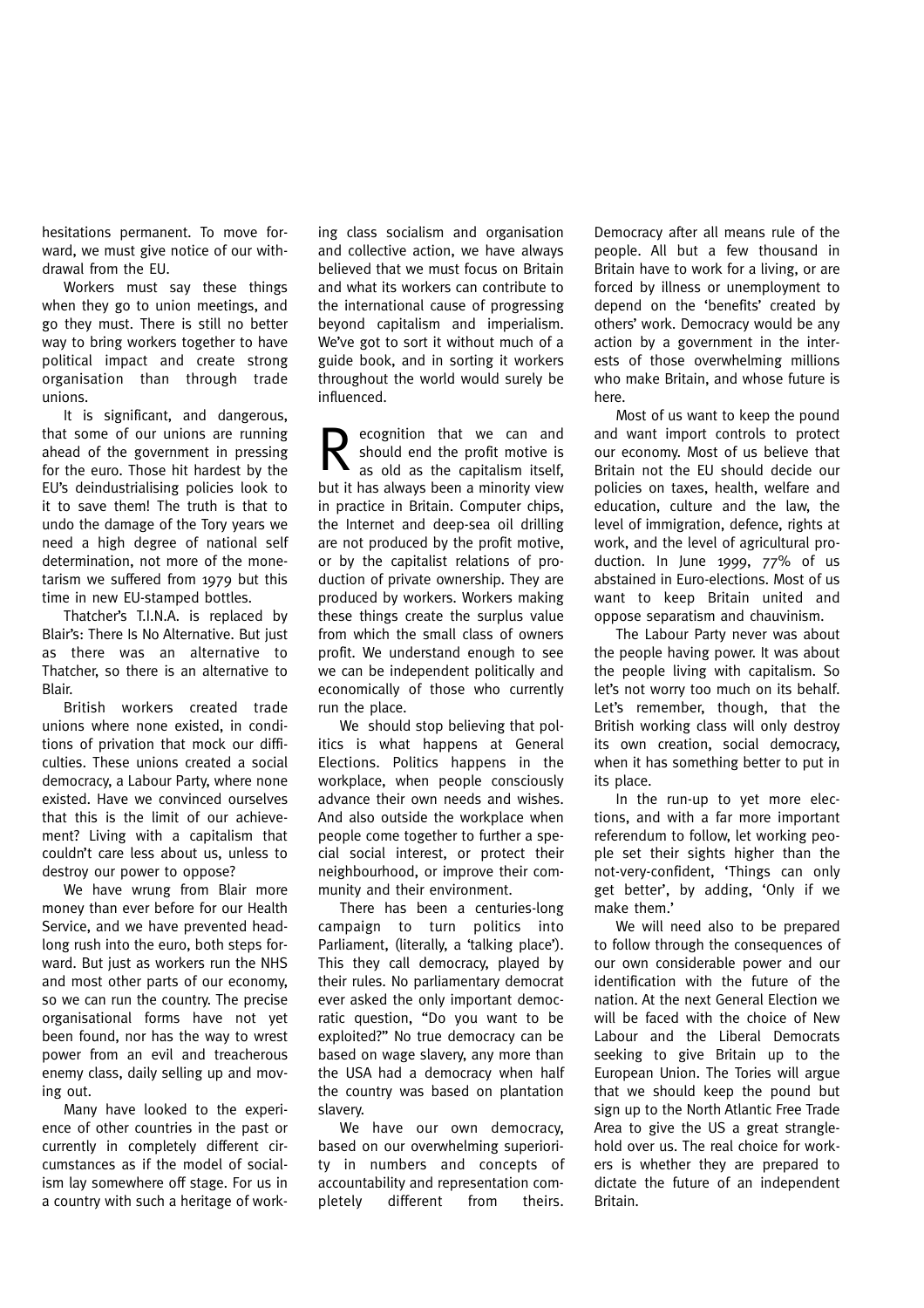hesitations permanent. To move forward, we must give notice of our withdrawal from the EU.

Workers must say these things when they go to union meetings, and go they must. There is still no better way to bring workers together to have political impact and create strong organisation than through trade unions.

It is significant, and dangerous, that some of our unions are running ahead of the government in pressing for the euro. Those hit hardest by the EU's deindustrialising policies look to it to save them! The truth is that to undo the damage of the Tory years we need a high degree of national self determination, not more of the monetarism we suffered from 1979 but this time in new EU-stamped bottles.

Thatcher's T.I.N.A. is replaced by Blair's: There Is No Alternative. But just as there was an alternative to Thatcher, so there is an alternative to Blair.

British workers created trade unions where none existed, in conditions of privation that mock our difficulties. These unions created a social democracy, a Labour Party, where none existed. Have we convinced ourselves that this is the limit of our achievement? Living with a capitalism that couldn't care less about us, unless to destroy our power to oppose?

We have wrung from Blair more money than ever before for our Health Service, and we have prevented headlong rush into the euro, both steps forward. But just as workers run the NHS and most other parts of our economy, so we can run the country. The precise organisational forms have not yet been found, nor has the way to wrest power from an evil and treacherous enemy class, daily selling up and moving out.

Many have looked to the experience of other countries in the past or currently in completely different circumstances as if the model of socialism lay somewhere off stage. For us in a country with such a heritage of working class socialism and organisation and collective action, we have always believed that we must focus on Britain and what its workers can contribute to the international cause of progressing beyond capitalism and imperialism. We've got to sort it without much of a guide book, and in sorting it workers throughout the world would surely be influenced.

Recognition that we can and should end the profit motive is as old as the capitalism itself, but it has always been a minority view in practice in Britain. Computer chips, the Internet and deep-sea oil drilling are not produced by the profit motive, or by the capitalist relations of production of private ownership. They are produced by workers. Workers making these things create the surplus value from which the small class of owners profit. We understand enough to see we can be independent politically and economically of those who currently run the place.

We should stop believing that politics is what happens at General Elections. Politics happens in the workplace, when people consciously advance their own needs and wishes. And also outside the workplace when people come together to further a special social interest, or protect their neighbourhood, or improve their community and their environment.

There has been a centuries-long campaign to turn politics into Parliament, (literally, a 'talking place'). This they call democracy, played by their rules. No parliamentary democrat ever asked the only important democratic question, "Do you want to be exploited?" No true democracy can be based on wage slavery, any more than the USA had a democracy when half the country was based on plantation slavery.

We have our own democracy, based on our overwhelming superiority in numbers and concepts of accountability and representation completely different from theirs. Democracy after all means rule of the people. All but a few thousand in Britain have to work for a living, or are forced by illness or unemployment to depend on the 'benefits' created by others' work. Democracy would be any action by a government in the interests of those overwhelming millions who make Britain, and whose future is here.

Most of us want to keep the pound and want import controls to protect our economy. Most of us believe that Britain not the EU should decide our policies on taxes, health, welfare and education, culture and the law, the level of immigration, defence, rights at work, and the level of agricultural production. In June 1999, 77% of us abstained in Euro-elections. Most of us want to keep Britain united and oppose separatism and chauvinism.

The Labour Party never was about the people having power. It was about the people living with capitalism. So let's not worry too much on its behalf. Let's remember, though, that the British working class will only destroy its own creation, social democracy, when it has something better to put in its place.

In the run-up to yet more elections, and with a far more important referendum to follow, let working people set their sights higher than the not-very-confident, 'Things can only get better', by adding, 'Only if we make them.'

We will need also to be prepared to follow through the consequences of our own considerable power and our identification with the future of the nation. At the next General Election we will be faced with the choice of New Labour and the Liberal Democrats seeking to give Britain up to the European Union. The Tories will argue that we should keep the pound but sign up to the North Atlantic Free Trade Area to give the US a great stranglehold over us. The real choice for workers is whether they are prepared to dictate the future of an independent Britain.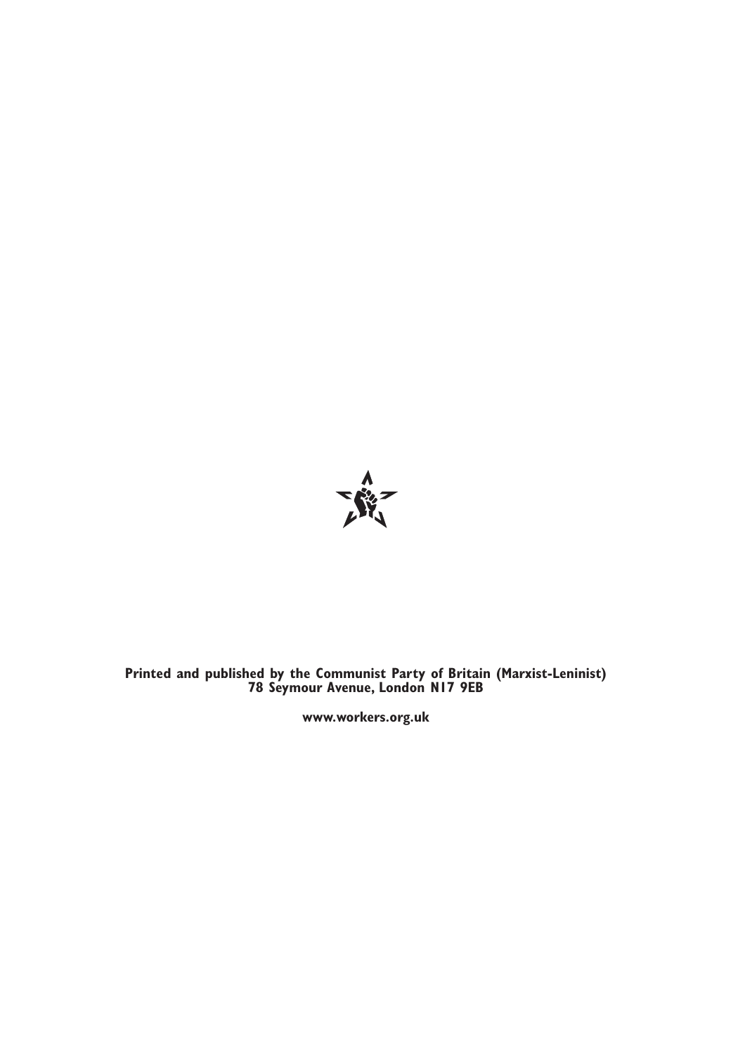**Printed and published by the Communist Party of Britain (Marxist-Leninist)**
**78 Seymour Avenue, London N17 9EB**

**www.workers.org.uk**